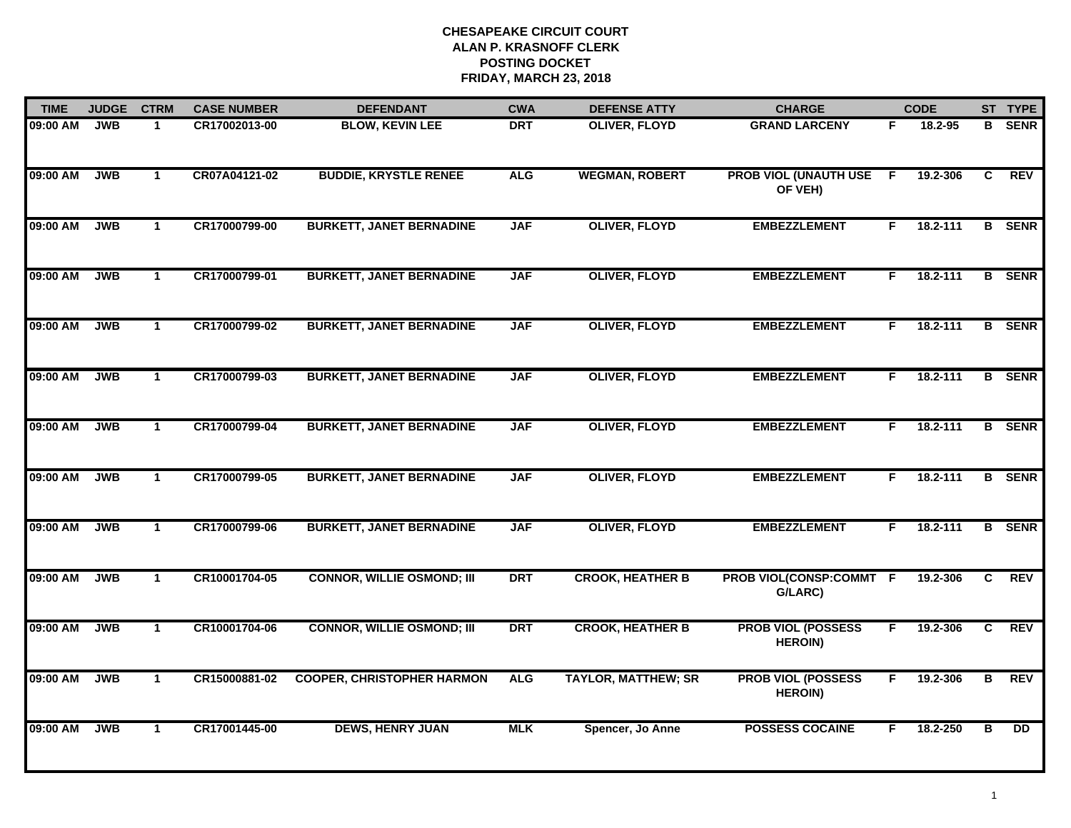# CHESAPEAKE CIRCUIT COURT
## ALAN P. KRASNOFF CLERK
## POSTING DOCKET
## FRIDAY, MARCH 23, 2018

| TIME | JUDGE | CTRM | CASE NUMBER | DEFENDANT | CWA | DEFENSE ATTY | CHARGE | | CODE | ST | TYPE |
|---|---|---|---|---|---|---|---|---|---|---|---|
| 09:00 AM | JWB | 1 | CR17002013-00 | BLOW, KEVIN LEE | DRT | OLIVER, FLOYD | GRAND LARCENY | F | 18.2-95 | B | SENR |
| 09:00 AM | JWB | 1 | CR07A04121-02 | BUDDIE, KRYSTLE RENEE | ALG | WEGMAN, ROBERT | PROB VIOL (UNAUTH USE OF VEH) | F | 19.2-306 | C | REV |
| 09:00 AM | JWB | 1 | CR17000799-00 | BURKETT, JANET BERNADINE | JAF | OLIVER, FLOYD | EMBEZZLEMENT | F | 18.2-111 | B | SENR |
| 09:00 AM | JWB | 1 | CR17000799-01 | BURKETT, JANET BERNADINE | JAF | OLIVER, FLOYD | EMBEZZLEMENT | F | 18.2-111 | B | SENR |
| 09:00 AM | JWB | 1 | CR17000799-02 | BURKETT, JANET BERNADINE | JAF | OLIVER, FLOYD | EMBEZZLEMENT | F | 18.2-111 | B | SENR |
| 09:00 AM | JWB | 1 | CR17000799-03 | BURKETT, JANET BERNADINE | JAF | OLIVER, FLOYD | EMBEZZLEMENT | F | 18.2-111 | B | SENR |
| 09:00 AM | JWB | 1 | CR17000799-04 | BURKETT, JANET BERNADINE | JAF | OLIVER, FLOYD | EMBEZZLEMENT | F | 18.2-111 | B | SENR |
| 09:00 AM | JWB | 1 | CR17000799-05 | BURKETT, JANET BERNADINE | JAF | OLIVER, FLOYD | EMBEZZLEMENT | F | 18.2-111 | B | SENR |
| 09:00 AM | JWB | 1 | CR17000799-06 | BURKETT, JANET BERNADINE | JAF | OLIVER, FLOYD | EMBEZZLEMENT | F | 18.2-111 | B | SENR |
| 09:00 AM | JWB | 1 | CR10001704-05 | CONNOR, WILLIE OSMOND; III | DRT | CROOK, HEATHER B | PROB VIOL(CONSP:COMMT G/LARC) | F | 19.2-306 | C | REV |
| 09:00 AM | JWB | 1 | CR10001704-06 | CONNOR, WILLIE OSMOND; III | DRT | CROOK, HEATHER B | PROB VIOL (POSSESS HEROIN) | F | 19.2-306 | C | REV |
| 09:00 AM | JWB | 1 | CR15000881-02 | COOPER, CHRISTOPHER HARMON | ALG | TAYLOR, MATTHEW; SR | PROB VIOL (POSSESS HEROIN) | F | 19.2-306 | B | REV |
| 09:00 AM | JWB | 1 | CR17001445-00 | DEWS, HENRY JUAN | MLK | Spencer, Jo Anne | POSSESS COCAINE | F | 18.2-250 | B | DD |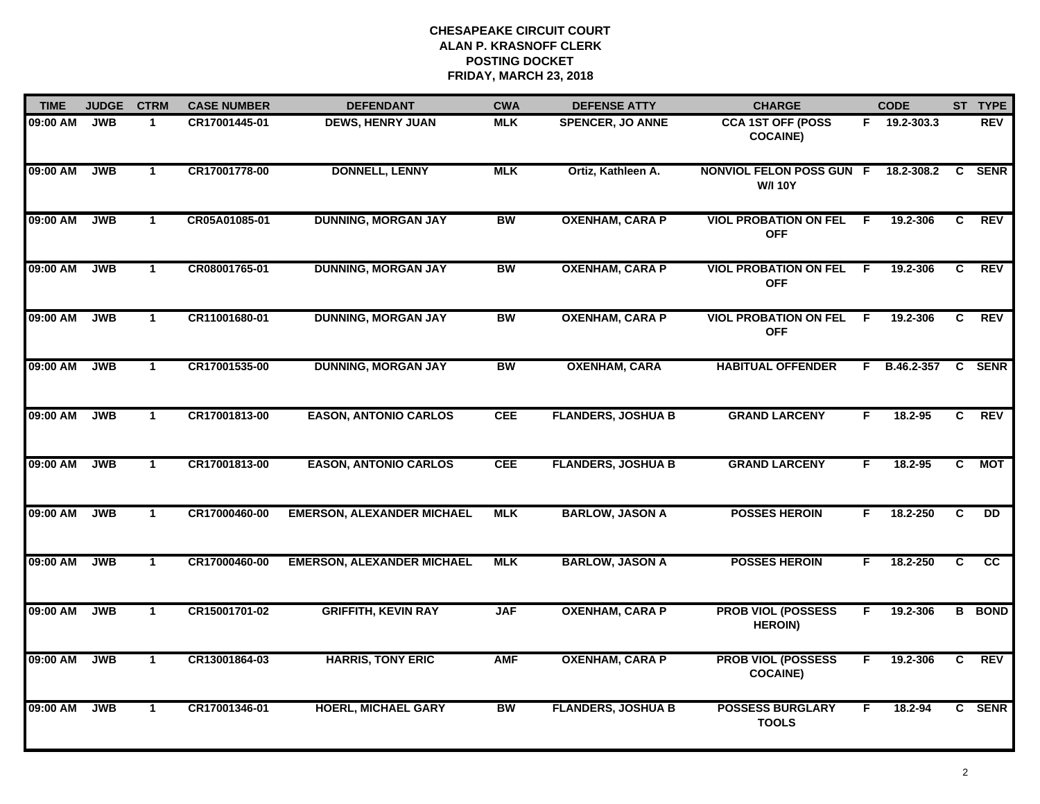# CHESAPEAKE CIRCUIT COURT
## ALAN P. KRASNOFF CLERK
## POSTING DOCKET
## FRIDAY, MARCH 23, 2018

| TIME | JUDGE | CTRM | CASE NUMBER | DEFENDANT | CWA | DEFENSE ATTY | CHARGE | | CODE | ST | TYPE |
|---|---|---|---|---|---|---|---|---|---|---|---|
| 09:00 AM | JWB | 1 | CR17001445-01 | DEWS, HENRY JUAN | MLK | SPENCER, JO ANNE | CCA 1ST OFF (POSS COCAINE) | F | 19.2-303.3 | | REV |
| 09:00 AM | JWB | 1 | CR17001778-00 | DONNELL, LENNY | MLK | Ortiz, Kathleen A. | NONVIOL FELON POSS GUN W/I 10Y | F | 18.2-308.2 | C | SENR |
| 09:00 AM | JWB | 1 | CR05A01085-01 | DUNNING, MORGAN JAY | BW | OXENHAM, CARA P | VIOL PROBATION ON FEL OFF | F | 19.2-306 | C | REV |
| 09:00 AM | JWB | 1 | CR08001765-01 | DUNNING, MORGAN JAY | BW | OXENHAM, CARA P | VIOL PROBATION ON FEL OFF | F | 19.2-306 | C | REV |
| 09:00 AM | JWB | 1 | CR11001680-01 | DUNNING, MORGAN JAY | BW | OXENHAM, CARA P | VIOL PROBATION ON FEL OFF | F | 19.2-306 | C | REV |
| 09:00 AM | JWB | 1 | CR17001535-00 | DUNNING, MORGAN JAY | BW | OXENHAM, CARA | HABITUAL OFFENDER | F | B.46.2-357 | C | SENR |
| 09:00 AM | JWB | 1 | CR17001813-00 | EASON, ANTONIO CARLOS | CEE | FLANDERS, JOSHUA B | GRAND LARCENY | F | 18.2-95 | C | REV |
| 09:00 AM | JWB | 1 | CR17001813-00 | EASON, ANTONIO CARLOS | CEE | FLANDERS, JOSHUA B | GRAND LARCENY | F | 18.2-95 | C | MOT |
| 09:00 AM | JWB | 1 | CR17000460-00 | EMERSON, ALEXANDER MICHAEL | MLK | BARLOW, JASON A | POSSES HEROIN | F | 18.2-250 | C | DD |
| 09:00 AM | JWB | 1 | CR17000460-00 | EMERSON, ALEXANDER MICHAEL | MLK | BARLOW, JASON A | POSSES HEROIN | F | 18.2-250 | C | CC |
| 09:00 AM | JWB | 1 | CR15001701-02 | GRIFFITH, KEVIN RAY | JAF | OXENHAM, CARA P | PROB VIOL (POSSESS HEROIN) | F | 19.2-306 | B | BOND |
| 09:00 AM | JWB | 1 | CR13001864-03 | HARRIS, TONY ERIC | AMF | OXENHAM, CARA P | PROB VIOL (POSSESS COCAINE) | F | 19.2-306 | C | REV |
| 09:00 AM | JWB | 1 | CR17001346-01 | HOERL, MICHAEL GARY | BW | FLANDERS, JOSHUA B | POSSESS BURGLARY TOOLS | F | 18.2-94 | C | SENR |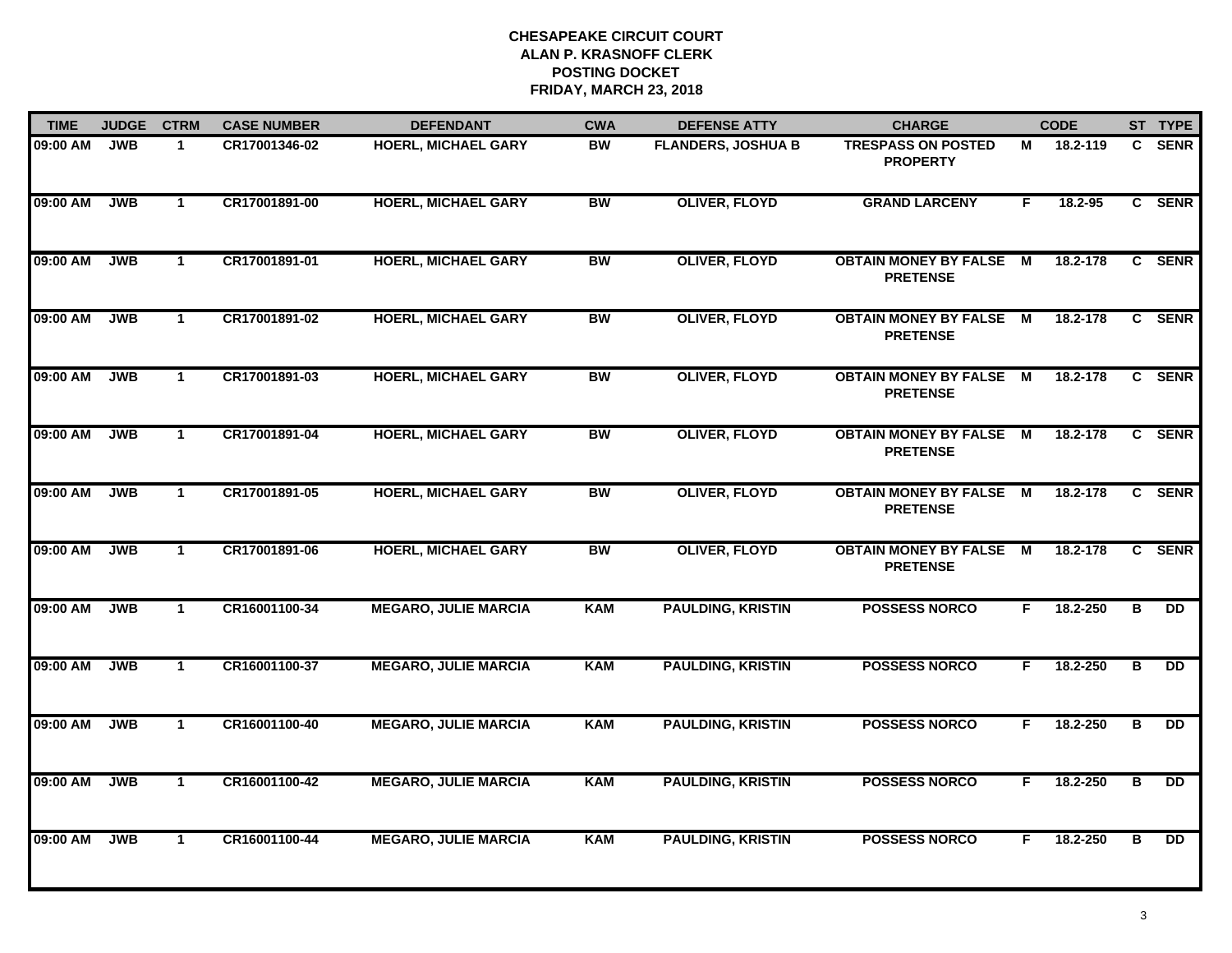**CHESAPEAKE CIRCUIT COURT**
**ALAN P. KRASNOFF CLERK**
**POSTING DOCKET**
**FRIDAY, MARCH 23, 2018**

| TIME | JUDGE | CTRM | CASE NUMBER | DEFENDANT | CWA | DEFENSE ATTY | CHARGE | | CODE | ST | TYPE |
|---|---|---|---|---|---|---|---|---|---|---|---|
| 09:00 AM | JWB | 1 | CR17001346-02 | HOERL, MICHAEL GARY | BW | FLANDERS, JOSHUA B | TRESPASS ON POSTED PROPERTY | M | 18.2-119 | C | SENR |
| 09:00 AM | JWB | 1 | CR17001891-00 | HOERL, MICHAEL GARY | BW | OLIVER, FLOYD | GRAND LARCENY | F | 18.2-95 | C | SENR |
| 09:00 AM | JWB | 1 | CR17001891-01 | HOERL, MICHAEL GARY | BW | OLIVER, FLOYD | OBTAIN MONEY BY FALSE PRETENSE | M | 18.2-178 | C | SENR |
| 09:00 AM | JWB | 1 | CR17001891-02 | HOERL, MICHAEL GARY | BW | OLIVER, FLOYD | OBTAIN MONEY BY FALSE PRETENSE | M | 18.2-178 | C | SENR |
| 09:00 AM | JWB | 1 | CR17001891-03 | HOERL, MICHAEL GARY | BW | OLIVER, FLOYD | OBTAIN MONEY BY FALSE PRETENSE | M | 18.2-178 | C | SENR |
| 09:00 AM | JWB | 1 | CR17001891-04 | HOERL, MICHAEL GARY | BW | OLIVER, FLOYD | OBTAIN MONEY BY FALSE PRETENSE | M | 18.2-178 | C | SENR |
| 09:00 AM | JWB | 1 | CR17001891-05 | HOERL, MICHAEL GARY | BW | OLIVER, FLOYD | OBTAIN MONEY BY FALSE PRETENSE | M | 18.2-178 | C | SENR |
| 09:00 AM | JWB | 1 | CR17001891-06 | HOERL, MICHAEL GARY | BW | OLIVER, FLOYD | OBTAIN MONEY BY FALSE PRETENSE | M | 18.2-178 | C | SENR |
| 09:00 AM | JWB | 1 | CR16001100-34 | MEGARO, JULIE MARCIA | KAM | PAULDING, KRISTIN | POSSESS NORCO | F | 18.2-250 | B | DD |
| 09:00 AM | JWB | 1 | CR16001100-37 | MEGARO, JULIE MARCIA | KAM | PAULDING, KRISTIN | POSSESS NORCO | F | 18.2-250 | B | DD |
| 09:00 AM | JWB | 1 | CR16001100-40 | MEGARO, JULIE MARCIA | KAM | PAULDING, KRISTIN | POSSESS NORCO | F | 18.2-250 | B | DD |
| 09:00 AM | JWB | 1 | CR16001100-42 | MEGARO, JULIE MARCIA | KAM | PAULDING, KRISTIN | POSSESS NORCO | F | 18.2-250 | B | DD |
| 09:00 AM | JWB | 1 | CR16001100-44 | MEGARO, JULIE MARCIA | KAM | PAULDING, KRISTIN | POSSESS NORCO | F | 18.2-250 | B | DD |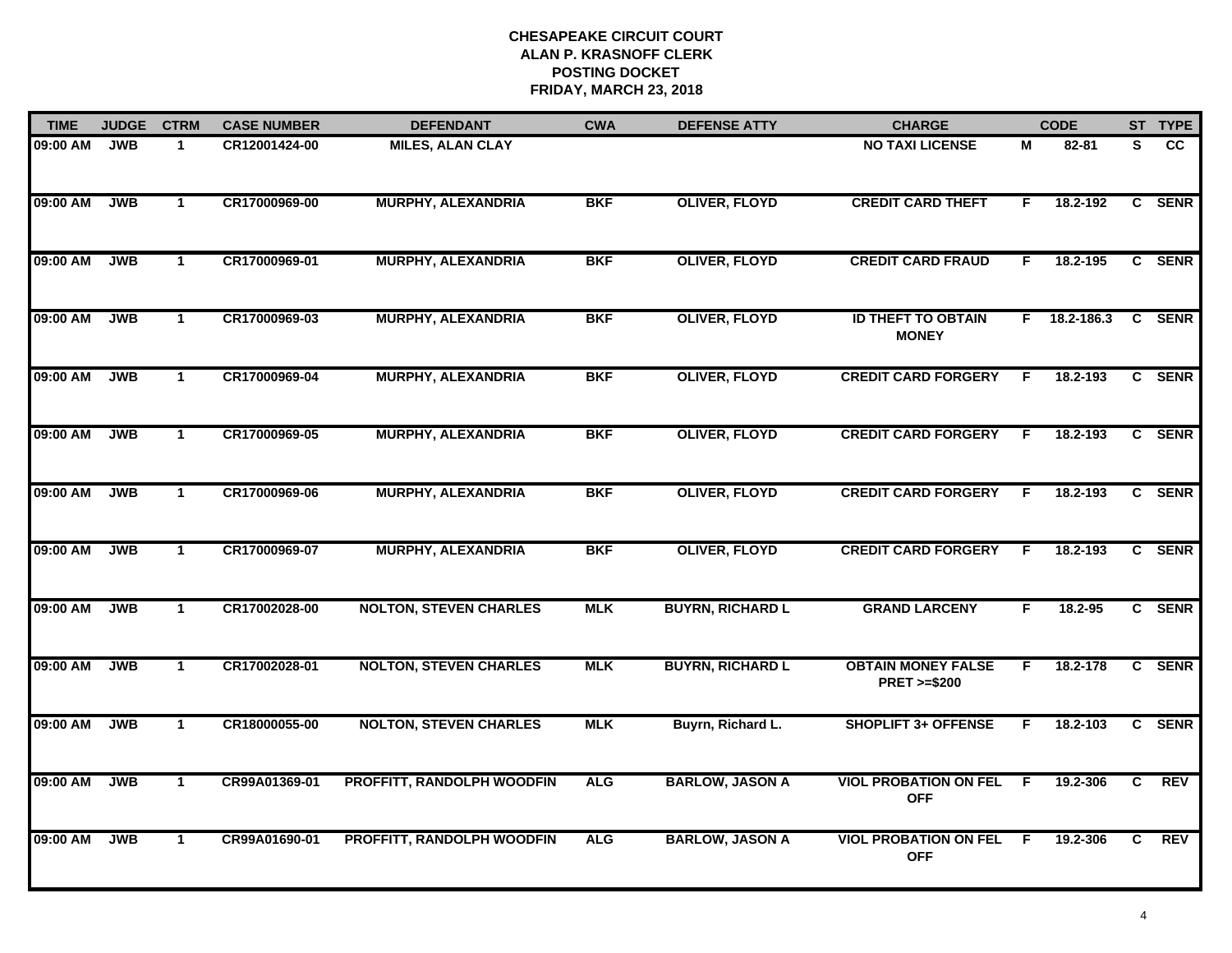# CHESAPEAKE CIRCUIT COURT
## ALAN P. KRASNOFF CLERK
## POSTING DOCKET
## FRIDAY, MARCH 23, 2018

| TIME | JUDGE | CTRM | CASE NUMBER | DEFENDANT | CWA | DEFENSE ATTY | CHARGE | | CODE | ST | TYPE |
|---|---|---|---|---|---|---|---|---|---|---|---|
| 09:00 AM | JWB | 1 | CR12001424-00 | MILES, ALAN CLAY | | | NO TAXI LICENSE | M | 82-81 | S | CC |
| 09:00 AM | JWB | 1 | CR17000969-00 | MURPHY, ALEXANDRIA | BKF | OLIVER, FLOYD | CREDIT CARD THEFT | F | 18.2-192 | C | SENR |
| 09:00 AM | JWB | 1 | CR17000969-01 | MURPHY, ALEXANDRIA | BKF | OLIVER, FLOYD | CREDIT CARD FRAUD | F | 18.2-195 | C | SENR |
| 09:00 AM | JWB | 1 | CR17000969-03 | MURPHY, ALEXANDRIA | BKF | OLIVER, FLOYD | ID THEFT TO OBTAIN MONEY | F | 18.2-186.3 | C | SENR |
| 09:00 AM | JWB | 1 | CR17000969-04 | MURPHY, ALEXANDRIA | BKF | OLIVER, FLOYD | CREDIT CARD FORGERY | F | 18.2-193 | C | SENR |
| 09:00 AM | JWB | 1 | CR17000969-05 | MURPHY, ALEXANDRIA | BKF | OLIVER, FLOYD | CREDIT CARD FORGERY | F | 18.2-193 | C | SENR |
| 09:00 AM | JWB | 1 | CR17000969-06 | MURPHY, ALEXANDRIA | BKF | OLIVER, FLOYD | CREDIT CARD FORGERY | F | 18.2-193 | C | SENR |
| 09:00 AM | JWB | 1 | CR17000969-07 | MURPHY, ALEXANDRIA | BKF | OLIVER, FLOYD | CREDIT CARD FORGERY | F | 18.2-193 | C | SENR |
| 09:00 AM | JWB | 1 | CR17002028-00 | NOLTON, STEVEN CHARLES | MLK | BUYRN, RICHARD L | GRAND LARCENY | F | 18.2-95 | C | SENR |
| 09:00 AM | JWB | 1 | CR17002028-01 | NOLTON, STEVEN CHARLES | MLK | BUYRN, RICHARD L | OBTAIN MONEY FALSE PRET >=$200 | F | 18.2-178 | C | SENR |
| 09:00 AM | JWB | 1 | CR18000055-00 | NOLTON, STEVEN CHARLES | MLK | Buyrn, Richard L. | SHOPLIFT 3+ OFFENSE | F | 18.2-103 | C | SENR |
| 09:00 AM | JWB | 1 | CR99A01369-01 | PROFFITT, RANDOLPH WOODFIN | ALG | BARLOW, JASON A | VIOL PROBATION ON FEL OFF | F | 19.2-306 | C | REV |
| 09:00 AM | JWB | 1 | CR99A01690-01 | PROFFITT, RANDOLPH WOODFIN | ALG | BARLOW, JASON A | VIOL PROBATION ON FEL OFF | F | 19.2-306 | C | REV |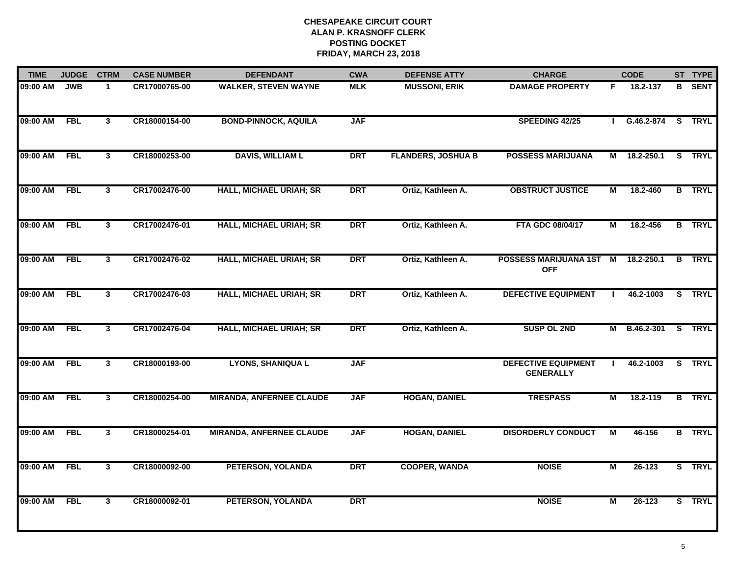# CHESAPEAKE CIRCUIT COURT
## ALAN P. KRASNOFF CLERK
## POSTING DOCKET
## FRIDAY, MARCH 23, 2018

| TIME | JUDGE | CTRM | CASE NUMBER | DEFENDANT | CWA | DEFENSE ATTY | CHARGE | | CODE | ST | TYPE |
|---|---|---|---|---|---|---|---|---|---|---|---|
| 09:00 AM | JWB | 1 | CR17000765-00 | WALKER, STEVEN WAYNE | MLK | MUSSONI, ERIK | DAMAGE PROPERTY | F | 18.2-137 | B | SENT |
| 09:00 AM | FBL | 3 | CR18000154-00 | BOND-PINNOCK, AQUILA | JAF | | SPEEDING 42/25 | I | G.46.2-874 | S | TRYL |
| 09:00 AM | FBL | 3 | CR18000253-00 | DAVIS, WILLIAM L | DRT | FLANDERS, JOSHUA B | POSSESS MARIJUANA | M | 18.2-250.1 | S | TRYL |
| 09:00 AM | FBL | 3 | CR17002476-00 | HALL, MICHAEL URIAH; SR | DRT | Ortiz, Kathleen A. | OBSTRUCT JUSTICE | M | 18.2-460 | B | TRYL |
| 09:00 AM | FBL | 3 | CR17002476-01 | HALL, MICHAEL URIAH; SR | DRT | Ortiz, Kathleen A. | FTA GDC 08/04/17 | M | 18.2-456 | B | TRYL |
| 09:00 AM | FBL | 3 | CR17002476-02 | HALL, MICHAEL URIAH; SR | DRT | Ortiz, Kathleen A. | POSSESS MARIJUANA 1ST OFF | M | 18.2-250.1 | B | TRYL |
| 09:00 AM | FBL | 3 | CR17002476-03 | HALL, MICHAEL URIAH; SR | DRT | Ortiz, Kathleen A. | DEFECTIVE EQUIPMENT | I | 46.2-1003 | S | TRYL |
| 09:00 AM | FBL | 3 | CR17002476-04 | HALL, MICHAEL URIAH; SR | DRT | Ortiz, Kathleen A. | SUSP OL 2ND | M | B.46.2-301 | S | TRYL |
| 09:00 AM | FBL | 3 | CR18000193-00 | LYONS, SHANIQUA L | JAF | | DEFECTIVE EQUIPMENT GENERALLY | I | 46.2-1003 | S | TRYL |
| 09:00 AM | FBL | 3 | CR18000254-00 | MIRANDA, ANFERNEE CLAUDE | JAF | HOGAN, DANIEL | TRESPASS | M | 18.2-119 | B | TRYL |
| 09:00 AM | FBL | 3 | CR18000254-01 | MIRANDA, ANFERNEE CLAUDE | JAF | HOGAN, DANIEL | DISORDERLY CONDUCT | M | 46-156 | B | TRYL |
| 09:00 AM | FBL | 3 | CR18000092-00 | PETERSON, YOLANDA | DRT | COOPER, WANDA | NOISE | M | 26-123 | S | TRYL |
| 09:00 AM | FBL | 3 | CR18000092-01 | PETERSON, YOLANDA | DRT | | NOISE | M | 26-123 | S | TRYL |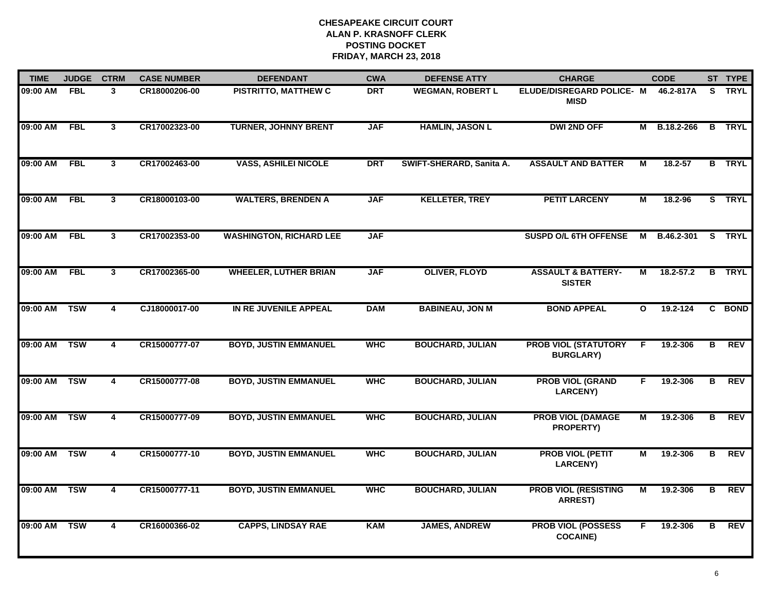**CHESAPEAKE CIRCUIT COURT**
**ALAN P. KRASNOFF CLERK**
**POSTING DOCKET**
**FRIDAY, MARCH 23, 2018**

| TIME | JUDGE | CTRM | CASE NUMBER | DEFENDANT | CWA | DEFENSE ATTY | CHARGE | | CODE | ST | TYPE |
|---|---|---|---|---|---|---|---|---|---|---|---|
| 09:00 AM | FBL | 3 | CR18000206-00 | PISTRITTO, MATTHEW C | DRT | WEGMAN, ROBERT L | ELUDE/DISREGARD POLICE- MISD | M | 46.2-817A | S | TRYL |
| 09:00 AM | FBL | 3 | CR17002323-00 | TURNER, JOHNNY BRENT | JAF | HAMLIN, JASON L | DWI 2ND OFF | M | B.18.2-266 | B | TRYL |
| 09:00 AM | FBL | 3 | CR17002463-00 | VASS, ASHILEI NICOLE | DRT | SWIFT-SHERARD, Sanita A. | ASSAULT AND BATTER | M | 18.2-57 | B | TRYL |
| 09:00 AM | FBL | 3 | CR18000103-00 | WALTERS, BRENDEN A | JAF | KELLETER, TREY | PETIT LARCENY | M | 18.2-96 | S | TRYL |
| 09:00 AM | FBL | 3 | CR17002353-00 | WASHINGTON, RICHARD LEE | JAF | | SUSPD O/L 6TH OFFENSE | M | B.46.2-301 | S | TRYL |
| 09:00 AM | FBL | 3 | CR17002365-00 | WHEELER, LUTHER BRIAN | JAF | OLIVER, FLOYD | ASSAULT & BATTERY-SISTER | M | 18.2-57.2 | B | TRYL |
| 09:00 AM | TSW | 4 | CJ18000017-00 | IN RE JUVENILE APPEAL | DAM | BABINEAU, JON M | BOND APPEAL | O | 19.2-124 | C | BOND |
| 09:00 AM | TSW | 4 | CR15000777-07 | BOYD, JUSTIN EMMANUEL | WHC | BOUCHARD, JULIAN | PROB VIOL (STATUTORY BURGLARY) | F | 19.2-306 | B | REV |
| 09:00 AM | TSW | 4 | CR15000777-08 | BOYD, JUSTIN EMMANUEL | WHC | BOUCHARD, JULIAN | PROB VIOL (GRAND LARCENY) | F | 19.2-306 | B | REV |
| 09:00 AM | TSW | 4 | CR15000777-09 | BOYD, JUSTIN EMMANUEL | WHC | BOUCHARD, JULIAN | PROB VIOL (DAMAGE PROPERTY) | M | 19.2-306 | B | REV |
| 09:00 AM | TSW | 4 | CR15000777-10 | BOYD, JUSTIN EMMANUEL | WHC | BOUCHARD, JULIAN | PROB VIOL (PETIT LARCENY) | M | 19.2-306 | B | REV |
| 09:00 AM | TSW | 4 | CR15000777-11 | BOYD, JUSTIN EMMANUEL | WHC | BOUCHARD, JULIAN | PROB VIOL (RESISTING ARREST) | M | 19.2-306 | B | REV |
| 09:00 AM | TSW | 4 | CR16000366-02 | CAPPS, LINDSAY RAE | KAM | JAMES, ANDREW | PROB VIOL (POSSESS COCAINE) | F | 19.2-306 | B | REV |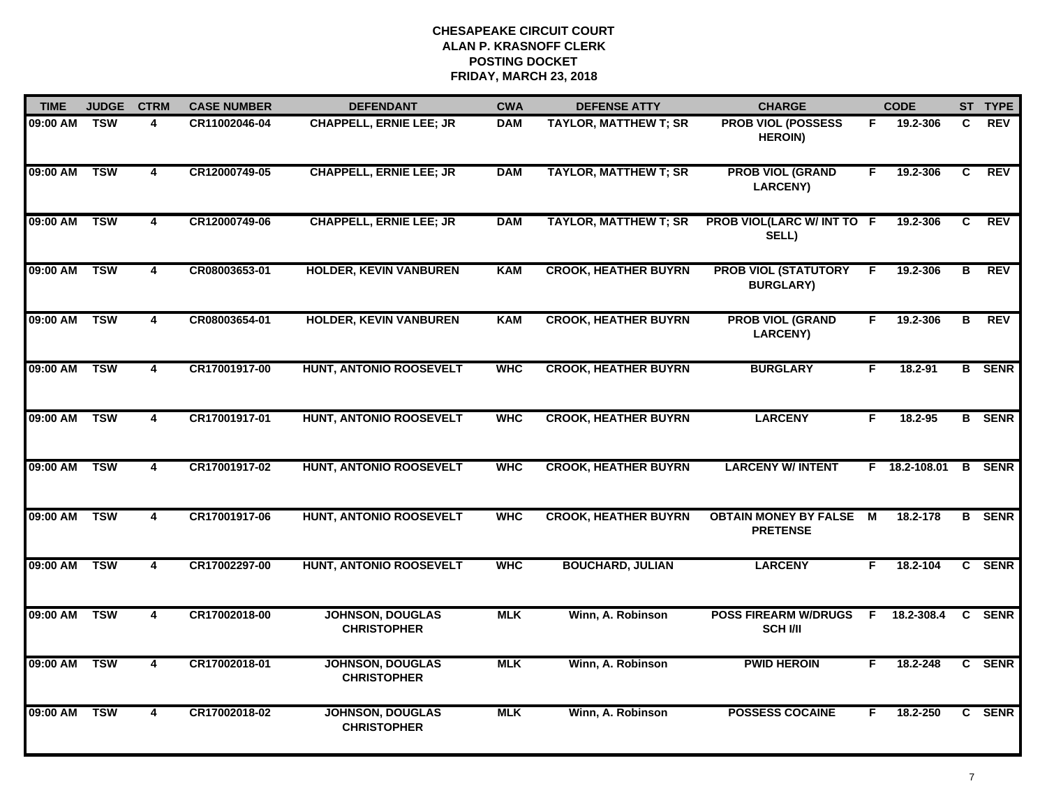# CHESAPEAKE CIRCUIT COURT
## ALAN P. KRASNOFF CLERK
## POSTING DOCKET
## FRIDAY, MARCH 23, 2018

| TIME | JUDGE | CTRM | CASE NUMBER | DEFENDANT | CWA | DEFENSE ATTY | CHARGE | | CODE | ST | TYPE |
|---|---|---|---|---|---|---|---|---|---|---|---|
| 09:00 AM | TSW | 4 | CR11002046-04 | CHAPPELL, ERNIE LEE; JR | DAM | TAYLOR, MATTHEW T; SR | PROB VIOL (POSSESS HEROIN) | F | 19.2-306 | C | REV |
| 09:00 AM | TSW | 4 | CR12000749-05 | CHAPPELL, ERNIE LEE; JR | DAM | TAYLOR, MATTHEW T; SR | PROB VIOL (GRAND LARCENY) | F | 19.2-306 | C | REV |
| 09:00 AM | TSW | 4 | CR12000749-06 | CHAPPELL, ERNIE LEE; JR | DAM | TAYLOR, MATTHEW T; SR | PROB VIOL(LARC W/ INT TO SELL) | F | 19.2-306 | C | REV |
| 09:00 AM | TSW | 4 | CR08003653-01 | HOLDER, KEVIN VANBUREN | KAM | CROOK, HEATHER BUYRN | PROB VIOL (STATUTORY BURGLARY) | F | 19.2-306 | B | REV |
| 09:00 AM | TSW | 4 | CR08003654-01 | HOLDER, KEVIN VANBUREN | KAM | CROOK, HEATHER BUYRN | PROB VIOL (GRAND LARCENY) | F | 19.2-306 | B | REV |
| 09:00 AM | TSW | 4 | CR17001917-00 | HUNT, ANTONIO ROOSEVELT | WHC | CROOK, HEATHER BUYRN | BURGLARY | F | 18.2-91 | B | SENR |
| 09:00 AM | TSW | 4 | CR17001917-01 | HUNT, ANTONIO ROOSEVELT | WHC | CROOK, HEATHER BUYRN | LARCENY | F | 18.2-95 | B | SENR |
| 09:00 AM | TSW | 4 | CR17001917-02 | HUNT, ANTONIO ROOSEVELT | WHC | CROOK, HEATHER BUYRN | LARCENY W/ INTENT | F | 18.2-108.01 | B | SENR |
| 09:00 AM | TSW | 4 | CR17001917-06 | HUNT, ANTONIO ROOSEVELT | WHC | CROOK, HEATHER BUYRN | OBTAIN MONEY BY FALSE PRETENSE | M | 18.2-178 | B | SENR |
| 09:00 AM | TSW | 4 | CR17002297-00 | HUNT, ANTONIO ROOSEVELT | WHC | BOUCHARD, JULIAN | LARCENY | F | 18.2-104 | C | SENR |
| 09:00 AM | TSW | 4 | CR17002018-00 | JOHNSON, DOUGLAS CHRISTOPHER | MLK | Winn, A. Robinson | POSS FIREARM W/DRUGS SCH I/II | F | 18.2-308.4 | C | SENR |
| 09:00 AM | TSW | 4 | CR17002018-01 | JOHNSON, DOUGLAS CHRISTOPHER | MLK | Winn, A. Robinson | PWID HEROIN | F | 18.2-248 | C | SENR |
| 09:00 AM | TSW | 4 | CR17002018-02 | JOHNSON, DOUGLAS CHRISTOPHER | MLK | Winn, A. Robinson | POSSESS COCAINE | F | 18.2-250 | C | SENR |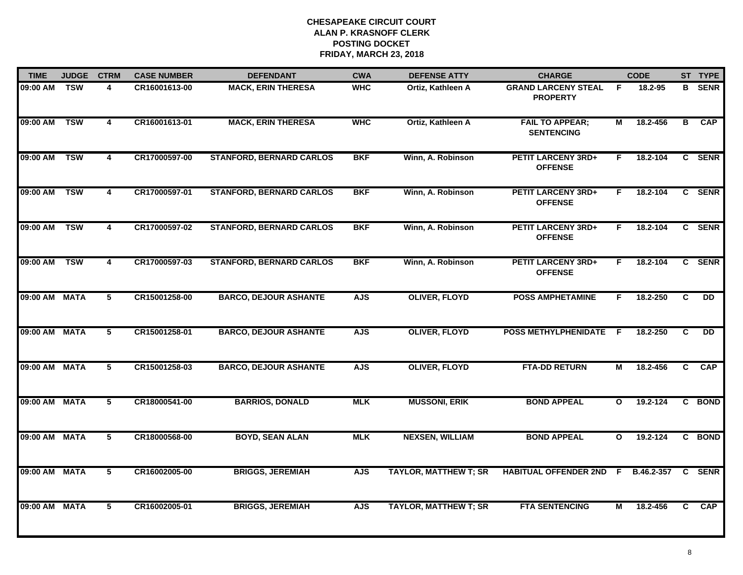# CHESAPEAKE CIRCUIT COURT
## ALAN P. KRASNOFF CLERK
## POSTING DOCKET
## FRIDAY, MARCH 23, 2018

| TIME | JUDGE | CTRM | CASE NUMBER | DEFENDANT | CWA | DEFENSE ATTY | CHARGE | | CODE | ST | TYPE |
|---|---|---|---|---|---|---|---|---|---|---|---|
| 09:00 AM | TSW | 4 | CR16001613-00 | MACK, ERIN THERESA | WHC | Ortiz, Kathleen A | GRAND LARCENY STEAL PROPERTY | F | 18.2-95 | B | SENR |
| 09:00 AM | TSW | 4 | CR16001613-01 | MACK, ERIN THERESA | WHC | Ortiz, Kathleen A | FAIL TO APPEAR; SENTENCING | M | 18.2-456 | B | CAP |
| 09:00 AM | TSW | 4 | CR17000597-00 | STANFORD, BERNARD CARLOS | BKF | Winn, A. Robinson | PETIT LARCENY 3RD+ OFFENSE | F | 18.2-104 | C | SENR |
| 09:00 AM | TSW | 4 | CR17000597-01 | STANFORD, BERNARD CARLOS | BKF | Winn, A. Robinson | PETIT LARCENY 3RD+ OFFENSE | F | 18.2-104 | C | SENR |
| 09:00 AM | TSW | 4 | CR17000597-02 | STANFORD, BERNARD CARLOS | BKF | Winn, A. Robinson | PETIT LARCENY 3RD+ OFFENSE | F | 18.2-104 | C | SENR |
| 09:00 AM | TSW | 4 | CR17000597-03 | STANFORD, BERNARD CARLOS | BKF | Winn, A. Robinson | PETIT LARCENY 3RD+ OFFENSE | F | 18.2-104 | C | SENR |
| 09:00 AM | MATA | 5 | CR15001258-00 | BARCO, DEJOUR ASHANTE | AJS | OLIVER, FLOYD | POSS AMPHETAMINE | F | 18.2-250 | C | DD |
| 09:00 AM | MATA | 5 | CR15001258-01 | BARCO, DEJOUR ASHANTE | AJS | OLIVER, FLOYD | POSS METHYLPHENIDATE | F | 18.2-250 | C | DD |
| 09:00 AM | MATA | 5 | CR15001258-03 | BARCO, DEJOUR ASHANTE | AJS | OLIVER, FLOYD | FTA-DD RETURN | M | 18.2-456 | C | CAP |
| 09:00 AM | MATA | 5 | CR18000541-00 | BARRIOS, DONALD | MLK | MUSSONI, ERIK | BOND APPEAL | O | 19.2-124 | C | BOND |
| 09:00 AM | MATA | 5 | CR18000568-00 | BOYD, SEAN ALAN | MLK | NEXSEN, WILLIAM | BOND APPEAL | O | 19.2-124 | C | BOND |
| 09:00 AM | MATA | 5 | CR16002005-00 | BRIGGS, JEREMIAH | AJS | TAYLOR, MATTHEW T; SR | HABITUAL OFFENDER 2ND | F | B.46.2-357 | C | SENR |
| 09:00 AM | MATA | 5 | CR16002005-01 | BRIGGS, JEREMIAH | AJS | TAYLOR, MATTHEW T; SR | FTA SENTENCING | M | 18.2-456 | C | CAP |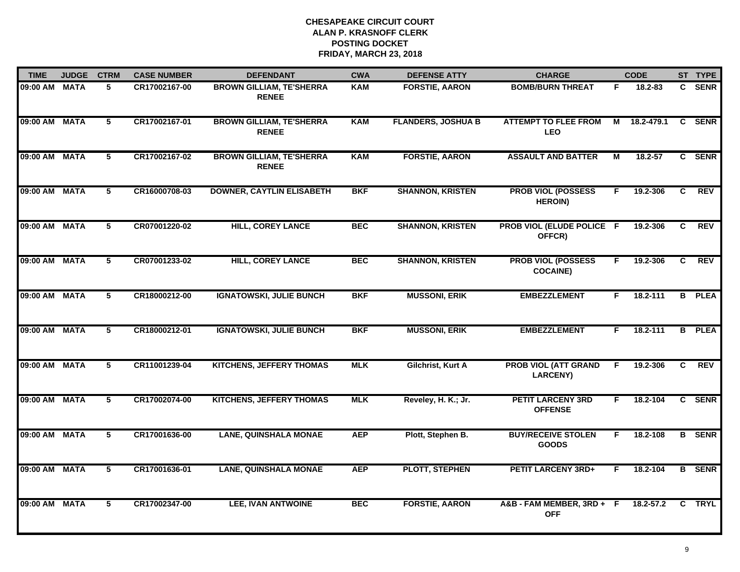# CHESAPEAKE CIRCUIT COURT
## ALAN P. KRASNOFF CLERK
## POSTING DOCKET
## FRIDAY, MARCH 23, 2018

| TIME | JUDGE | CTRM | CASE NUMBER | DEFENDANT | CWA | DEFENSE ATTY | CHARGE | | CODE | ST | TYPE |
|---|---|---|---|---|---|---|---|---|---|---|---|
| 09:00 AM | MATA | 5 | CR17002167-00 | BROWN GILLIAM, TE'SHERRA RENEE | KAM | FORSTIE, AARON | BOMB/BURN THREAT | F | 18.2-83 | C | SENR |
| 09:00 AM | MATA | 5 | CR17002167-01 | BROWN GILLIAM, TE'SHERRA RENEE | KAM | FLANDERS, JOSHUA B | ATTEMPT TO FLEE FROM LEO | M | 18.2-479.1 | C | SENR |
| 09:00 AM | MATA | 5 | CR17002167-02 | BROWN GILLIAM, TE'SHERRA RENEE | KAM | FORSTIE, AARON | ASSAULT AND BATTER | M | 18.2-57 | C | SENR |
| 09:00 AM | MATA | 5 | CR16000708-03 | DOWNER, CAYTLIN ELISABETH | BKF | SHANNON, KRISTEN | PROB VIOL (POSSESS HEROIN) | F | 19.2-306 | C | REV |
| 09:00 AM | MATA | 5 | CR07001220-02 | HILL, COREY LANCE | BEC | SHANNON, KRISTEN | PROB VIOL (ELUDE POLICE OFFCR) | F | 19.2-306 | C | REV |
| 09:00 AM | MATA | 5 | CR07001233-02 | HILL, COREY LANCE | BEC | SHANNON, KRISTEN | PROB VIOL (POSSESS COCAINE) | F | 19.2-306 | C | REV |
| 09:00 AM | MATA | 5 | CR18000212-00 | IGNATOWSKI, JULIE BUNCH | BKF | MUSSONI, ERIK | EMBEZZLEMENT | F | 18.2-111 | B | PLEA |
| 09:00 AM | MATA | 5 | CR18000212-01 | IGNATOWSKI, JULIE BUNCH | BKF | MUSSONI, ERIK | EMBEZZLEMENT | F | 18.2-111 | B | PLEA |
| 09:00 AM | MATA | 5 | CR11001239-04 | KITCHENS, JEFFERY THOMAS | MLK | Gilchrist, Kurt A | PROB VIOL (ATT GRAND LARCENY) | F | 19.2-306 | C | REV |
| 09:00 AM | MATA | 5 | CR17002074-00 | KITCHENS, JEFFERY THOMAS | MLK | Reveley, H. K.; Jr. | PETIT LARCENY 3RD OFFENSE | F | 18.2-104 | C | SENR |
| 09:00 AM | MATA | 5 | CR17001636-00 | LANE, QUINSHALA MONAE | AEP | Plott, Stephen B. | BUY/RECEIVE STOLEN GOODS | F | 18.2-108 | B | SENR |
| 09:00 AM | MATA | 5 | CR17001636-01 | LANE, QUINSHALA MONAE | AEP | PLOTT, STEPHEN | PETIT LARCENY 3RD+ | F | 18.2-104 | B | SENR |
| 09:00 AM | MATA | 5 | CR17002347-00 | LEE, IVAN ANTWOINE | BEC | FORSTIE, AARON | A&B - FAM MEMBER, 3RD + OFF | F | 18.2-57.2 | C | TRYL |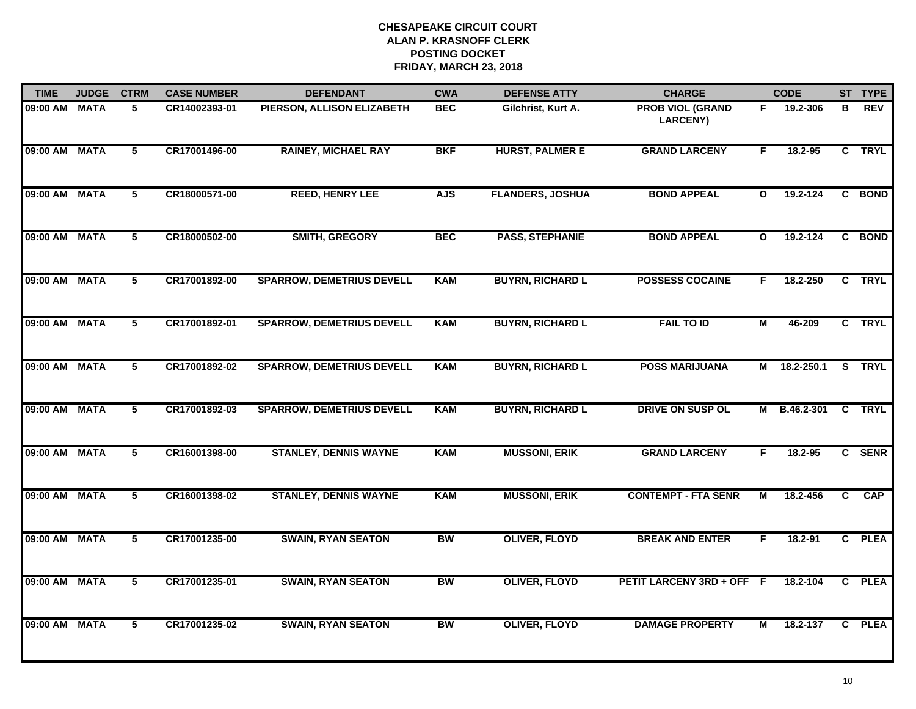**CHESAPEAKE CIRCUIT COURT**
**ALAN P. KRASNOFF CLERK**
**POSTING DOCKET**
**FRIDAY, MARCH 23, 2018**

| TIME | JUDGE | CTRM | CASE NUMBER | DEFENDANT | CWA | DEFENSE ATTY | CHARGE | | CODE | ST | TYPE |
|---|---|---|---|---|---|---|---|---|---|---|---|
| 09:00 AM | MATA | 5 | CR14002393-01 | PIERSON, ALLISON ELIZABETH | BEC | Gilchrist, Kurt A. | PROB VIOL (GRAND LARCENY) | F | 19.2-306 | B | REV |
| 09:00 AM | MATA | 5 | CR17001496-00 | RAINEY, MICHAEL RAY | BKF | HURST, PALMER E | GRAND LARCENY | F | 18.2-95 | C | TRYL |
| 09:00 AM | MATA | 5 | CR18000571-00 | REED, HENRY LEE | AJS | FLANDERS, JOSHUA | BOND APPEAL | O | 19.2-124 | C | BOND |
| 09:00 AM | MATA | 5 | CR18000502-00 | SMITH, GREGORY | BEC | PASS, STEPHANIE | BOND APPEAL | O | 19.2-124 | C | BOND |
| 09:00 AM | MATA | 5 | CR17001892-00 | SPARROW, DEMETRIUS DEVELL | KAM | BUYRN, RICHARD L | POSSESS COCAINE | F | 18.2-250 | C | TRYL |
| 09:00 AM | MATA | 5 | CR17001892-01 | SPARROW, DEMETRIUS DEVELL | KAM | BUYRN, RICHARD L | FAIL TO ID | M | 46-209 | C | TRYL |
| 09:00 AM | MATA | 5 | CR17001892-02 | SPARROW, DEMETRIUS DEVELL | KAM | BUYRN, RICHARD L | POSS MARIJUANA | M | 18.2-250.1 | S | TRYL |
| 09:00 AM | MATA | 5 | CR17001892-03 | SPARROW, DEMETRIUS DEVELL | KAM | BUYRN, RICHARD L | DRIVE ON SUSP OL | M | B.46.2-301 | C | TRYL |
| 09:00 AM | MATA | 5 | CR16001398-00 | STANLEY, DENNIS WAYNE | KAM | MUSSONI, ERIK | GRAND LARCENY | F | 18.2-95 | C | SENR |
| 09:00 AM | MATA | 5 | CR16001398-02 | STANLEY, DENNIS WAYNE | KAM | MUSSONI, ERIK | CONTEMPT - FTA SENR | M | 18.2-456 | C | CAP |
| 09:00 AM | MATA | 5 | CR17001235-00 | SWAIN, RYAN SEATON | BW | OLIVER, FLOYD | BREAK AND ENTER | F | 18.2-91 | C | PLEA |
| 09:00 AM | MATA | 5 | CR17001235-01 | SWAIN, RYAN SEATON | BW | OLIVER, FLOYD | PETIT LARCENY 3RD + OFF | F | 18.2-104 | C | PLEA |
| 09:00 AM | MATA | 5 | CR17001235-02 | SWAIN, RYAN SEATON | BW | OLIVER, FLOYD | DAMAGE PROPERTY | M | 18.2-137 | C | PLEA |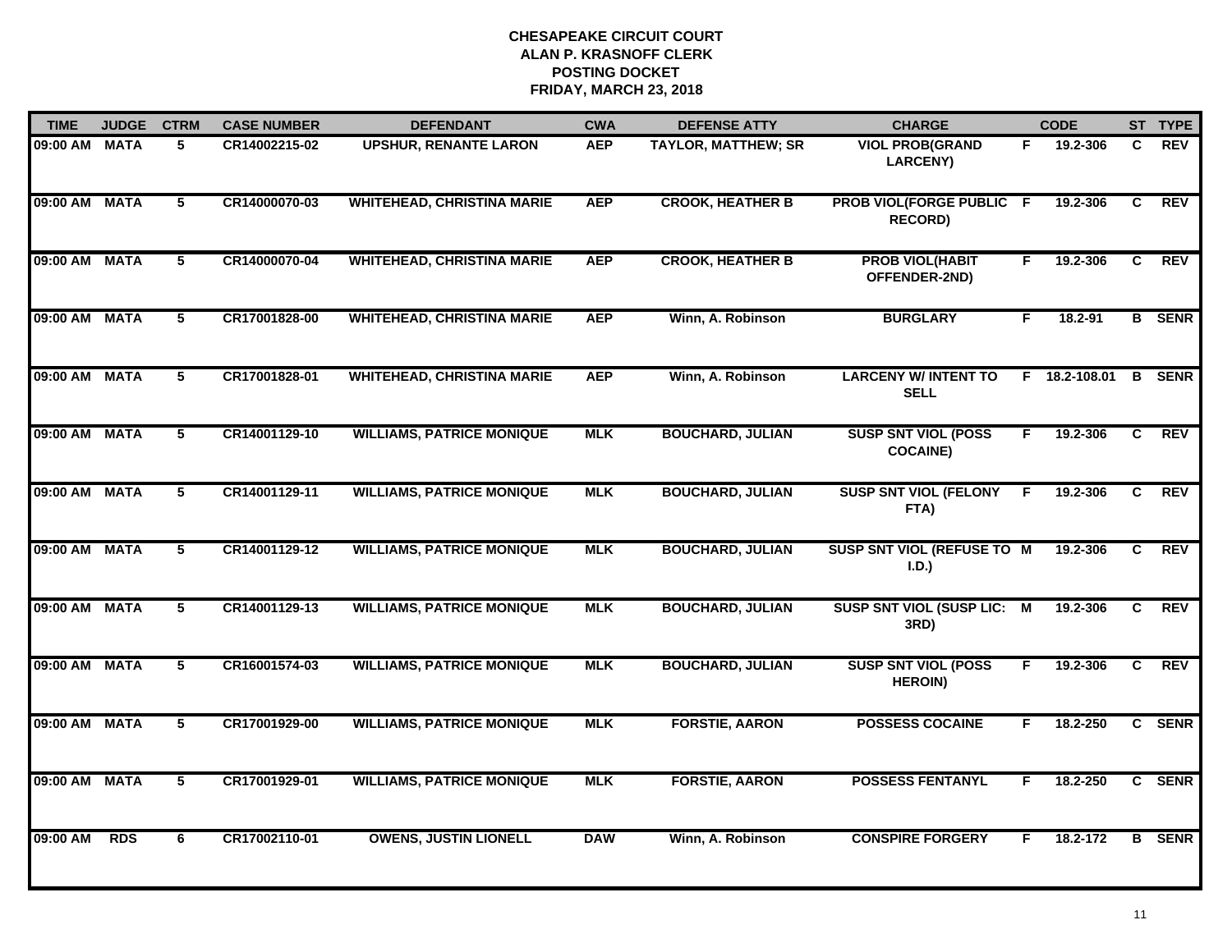**CHESAPEAKE CIRCUIT COURT**
**ALAN P. KRASNOFF CLERK**
**POSTING DOCKET**
**FRIDAY, MARCH 23, 2018**

| TIME | JUDGE | CTRM | CASE NUMBER | DEFENDANT | CWA | DEFENSE ATTY | CHARGE | | CODE | ST | TYPE |
|---|---|---|---|---|---|---|---|---|---|---|---|
| 09:00 AM | MATA | 5 | CR14002215-02 | UPSHUR, RENANTE LARON | AEP | TAYLOR, MATTHEW; SR | VIOL PROB(GRAND LARCENY) | F | 19.2-306 | C | REV |
| 09:00 AM | MATA | 5 | CR14000070-03 | WHITEHEAD, CHRISTINA MARIE | AEP | CROOK, HEATHER B | PROB VIOL(FORGE PUBLIC RECORD) | F | 19.2-306 | C | REV |
| 09:00 AM | MATA | 5 | CR14000070-04 | WHITEHEAD, CHRISTINA MARIE | AEP | CROOK, HEATHER B | PROB VIOL(HABIT OFFENDER-2ND) | F | 19.2-306 | C | REV |
| 09:00 AM | MATA | 5 | CR17001828-00 | WHITEHEAD, CHRISTINA MARIE | AEP | Winn, A. Robinson | BURGLARY | F | 18.2-91 | B | SENR |
| 09:00 AM | MATA | 5 | CR17001828-01 | WHITEHEAD, CHRISTINA MARIE | AEP | Winn, A. Robinson | LARCENY W/ INTENT TO SELL | F | 18.2-108.01 | B | SENR |
| 09:00 AM | MATA | 5 | CR14001129-10 | WILLIAMS, PATRICE MONIQUE | MLK | BOUCHARD, JULIAN | SUSP SNT VIOL (POSS COCAINE) | F | 19.2-306 | C | REV |
| 09:00 AM | MATA | 5 | CR14001129-11 | WILLIAMS, PATRICE MONIQUE | MLK | BOUCHARD, JULIAN | SUSP SNT VIOL (FELONY FTA) | F | 19.2-306 | C | REV |
| 09:00 AM | MATA | 5 | CR14001129-12 | WILLIAMS, PATRICE MONIQUE | MLK | BOUCHARD, JULIAN | SUSP SNT VIOL (REFUSE TO I.D.) | M | 19.2-306 | C | REV |
| 09:00 AM | MATA | 5 | CR14001129-13 | WILLIAMS, PATRICE MONIQUE | MLK | BOUCHARD, JULIAN | SUSP SNT VIOL (SUSP LIC: 3RD) | M | 19.2-306 | C | REV |
| 09:00 AM | MATA | 5 | CR16001574-03 | WILLIAMS, PATRICE MONIQUE | MLK | BOUCHARD, JULIAN | SUSP SNT VIOL (POSS HEROIN) | F | 19.2-306 | C | REV |
| 09:00 AM | MATA | 5 | CR17001929-00 | WILLIAMS, PATRICE MONIQUE | MLK | FORSTIE, AARON | POSSESS COCAINE | F | 18.2-250 | C | SENR |
| 09:00 AM | MATA | 5 | CR17001929-01 | WILLIAMS, PATRICE MONIQUE | MLK | FORSTIE, AARON | POSSESS FENTANYL | F | 18.2-250 | C | SENR |
| 09:00 AM | RDS | 6 | CR17002110-01 | OWENS, JUSTIN LIONELL | DAW | Winn, A. Robinson | CONSPIRE FORGERY | F | 18.2-172 | B | SENR |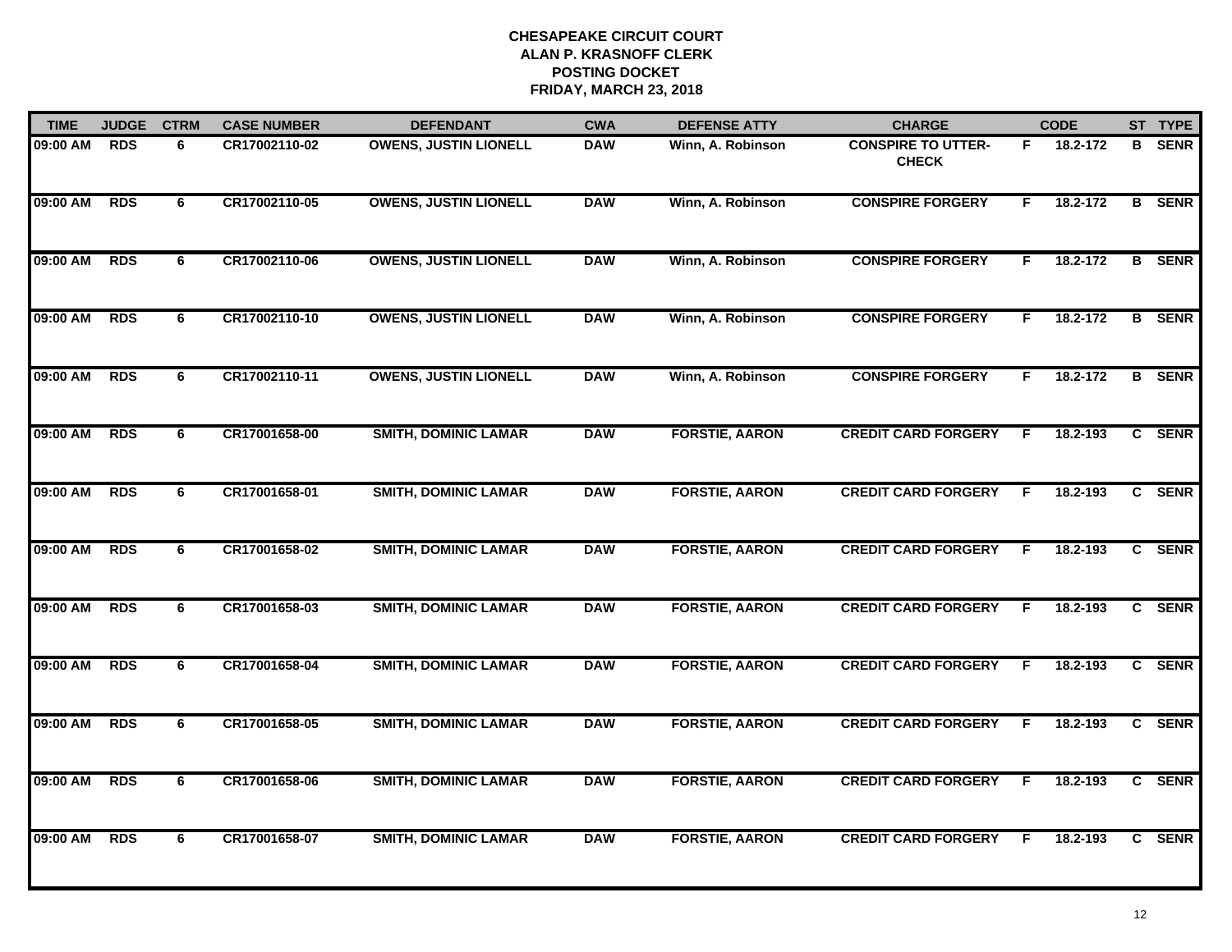# CHESAPEAKE CIRCUIT COURT
## ALAN P. KRASNOFF CLERK
## POSTING DOCKET
## FRIDAY, MARCH 23, 2018

| TIME | JUDGE | CTRM | CASE NUMBER | DEFENDANT | CWA | DEFENSE ATTY | CHARGE | | CODE | ST | TYPE |
|---|---|---|---|---|---|---|---|---|---|---|---|
| 09:00 AM | RDS | 6 | CR17002110-02 | OWENS, JUSTIN LIONELL | DAW | Winn, A. Robinson | CONSPIRE TO UTTER-CHECK | F | 18.2-172 | B | SENR |
| 09:00 AM | RDS | 6 | CR17002110-05 | OWENS, JUSTIN LIONELL | DAW | Winn, A. Robinson | CONSPIRE FORGERY | F | 18.2-172 | B | SENR |
| 09:00 AM | RDS | 6 | CR17002110-06 | OWENS, JUSTIN LIONELL | DAW | Winn, A. Robinson | CONSPIRE FORGERY | F | 18.2-172 | B | SENR |
| 09:00 AM | RDS | 6 | CR17002110-10 | OWENS, JUSTIN LIONELL | DAW | Winn, A. Robinson | CONSPIRE FORGERY | F | 18.2-172 | B | SENR |
| 09:00 AM | RDS | 6 | CR17002110-11 | OWENS, JUSTIN LIONELL | DAW | Winn, A. Robinson | CONSPIRE FORGERY | F | 18.2-172 | B | SENR |
| 09:00 AM | RDS | 6 | CR17001658-00 | SMITH, DOMINIC LAMAR | DAW | FORSTIE, AARON | CREDIT CARD FORGERY | F | 18.2-193 | C | SENR |
| 09:00 AM | RDS | 6 | CR17001658-01 | SMITH, DOMINIC LAMAR | DAW | FORSTIE, AARON | CREDIT CARD FORGERY | F | 18.2-193 | C | SENR |
| 09:00 AM | RDS | 6 | CR17001658-02 | SMITH, DOMINIC LAMAR | DAW | FORSTIE, AARON | CREDIT CARD FORGERY | F | 18.2-193 | C | SENR |
| 09:00 AM | RDS | 6 | CR17001658-03 | SMITH, DOMINIC LAMAR | DAW | FORSTIE, AARON | CREDIT CARD FORGERY | F | 18.2-193 | C | SENR |
| 09:00 AM | RDS | 6 | CR17001658-04 | SMITH, DOMINIC LAMAR | DAW | FORSTIE, AARON | CREDIT CARD FORGERY | F | 18.2-193 | C | SENR |
| 09:00 AM | RDS | 6 | CR17001658-05 | SMITH, DOMINIC LAMAR | DAW | FORSTIE, AARON | CREDIT CARD FORGERY | F | 18.2-193 | C | SENR |
| 09:00 AM | RDS | 6 | CR17001658-06 | SMITH, DOMINIC LAMAR | DAW | FORSTIE, AARON | CREDIT CARD FORGERY | F | 18.2-193 | C | SENR |
| 09:00 AM | RDS | 6 | CR17001658-07 | SMITH, DOMINIC LAMAR | DAW | FORSTIE, AARON | CREDIT CARD FORGERY | F | 18.2-193 | C | SENR |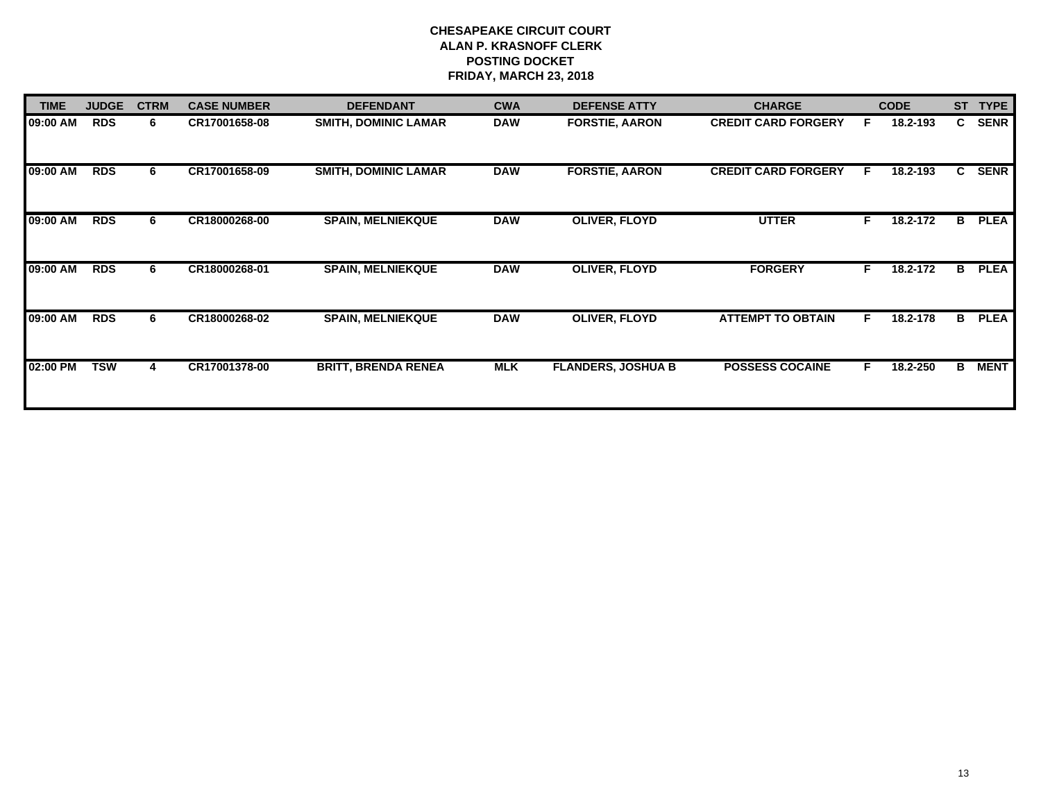**CHESAPEAKE CIRCUIT COURT**
**ALAN P. KRASNOFF CLERK**
**POSTING DOCKET**
**FRIDAY, MARCH 23, 2018**

| TIME | JUDGE | CTRM | CASE NUMBER | DEFENDANT | CWA | DEFENSE ATTY | CHARGE | | CODE | ST | TYPE |
|---|---|---|---|---|---|---|---|---|---|---|---|
| 09:00 AM | RDS | 6 | CR17001658-08 | SMITH, DOMINIC LAMAR | DAW | FORSTIE, AARON | CREDIT CARD FORGERY | F | 18.2-193 | C | SENR |
| 09:00 AM | RDS | 6 | CR17001658-09 | SMITH, DOMINIC LAMAR | DAW | FORSTIE, AARON | CREDIT CARD FORGERY | F | 18.2-193 | C | SENR |
| 09:00 AM | RDS | 6 | CR18000268-00 | SPAIN, MELNIEKQUE | DAW | OLIVER, FLOYD | UTTER | F | 18.2-172 | B | PLEA |
| 09:00 AM | RDS | 6 | CR18000268-01 | SPAIN, MELNIEKQUE | DAW | OLIVER, FLOYD | FORGERY | F | 18.2-172 | B | PLEA |
| 09:00 AM | RDS | 6 | CR18000268-02 | SPAIN, MELNIEKQUE | DAW | OLIVER, FLOYD | ATTEMPT TO OBTAIN | F | 18.2-178 | B | PLEA |
| 02:00 PM | TSW | 4 | CR17001378-00 | BRITT, BRENDA RENEA | MLK | FLANDERS, JOSHUA B | POSSESS COCAINE | F | 18.2-250 | B | MENT |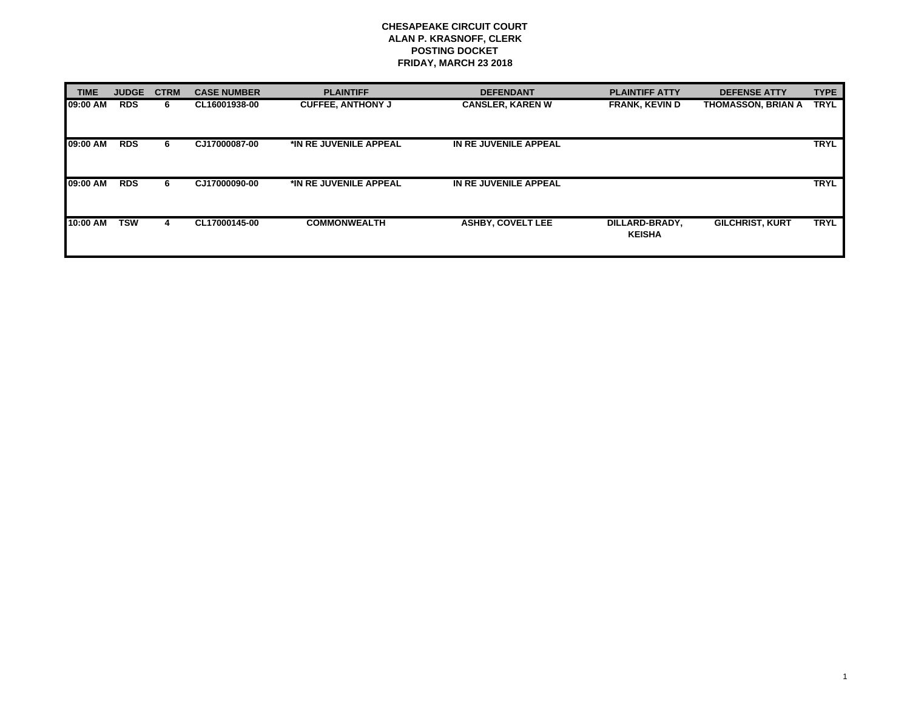**CHESAPEAKE CIRCUIT COURT**
**ALAN P. KRASNOFF, CLERK**
**POSTING DOCKET**
**FRIDAY, MARCH 23 2018**

| TIME | JUDGE | CTRM | CASE NUMBER | PLAINTIFF | DEFENDANT | PLAINTIFF ATTY | DEFENSE ATTY | TYPE |
|---|---|---|---|---|---|---|---|---|
| 09:00 AM | RDS | 6 | CL16001938-00 | CUFFEE, ANTHONY J | CANSLER, KAREN W | FRANK, KEVIN D | THOMASSON, BRIAN A | TRYL |
| 09:00 AM | RDS | 6 | CJ17000087-00 | *IN RE JUVENILE APPEAL | IN RE JUVENILE APPEAL | | | TRYL |
| 09:00 AM | RDS | 6 | CJ17000090-00 | *IN RE JUVENILE APPEAL | IN RE JUVENILE APPEAL | | | TRYL |
| 10:00 AM | TSW | 4 | CL17000145-00 | COMMONWEALTH | ASHBY, COVELT LEE | DILLARD-BRADY, KEISHA | GILCHRIST, KURT | TRYL |